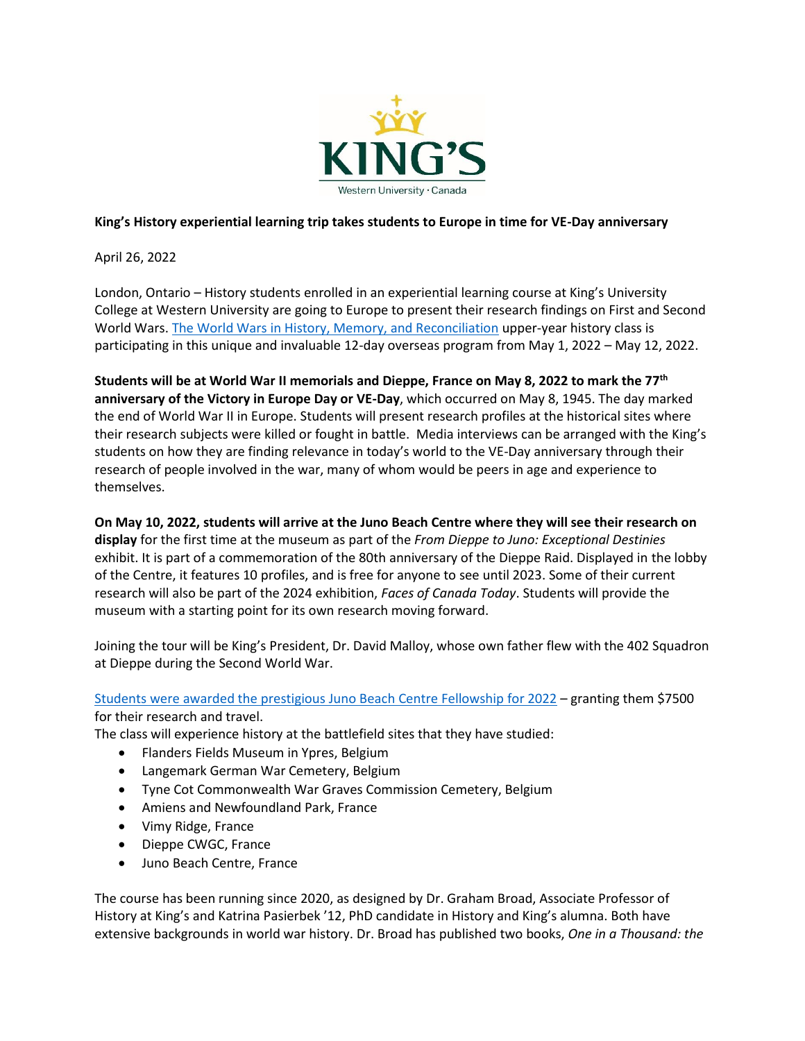KING'S

Western University · Canada

**King's History experiential learning trip takes students to Europe in time for VE-Day anniversary**

April 26, 2022

London, Ontario – History students enrolled in an experiential learning course at King's University College at Western University are going to Europe to present their research findings on First and Second World Wars. [The World Wars in History, Memory, and Reconciliation] upper-year history class is participating in this unique and invaluable 12-day overseas program from May 1, 2022 – May 12, 2022.

**Students will be at World War II memorials and Dieppe, France on May 8, 2022 to mark the 77th anniversary of the Victory in Europe Day or VE-Day**, which occurred on May 8, 1945. The day marked the end of World War II in Europe. Students will present research profiles at the historical sites where their research subjects were killed or fought in battle. Media interviews can be arranged with the King's students on how they are finding relevance in today's world to the VE-Day anniversary through their research of people involved in the war, many of whom would be peers in age and experience to themselves.

**On May 10, 2022, students will arrive at the Juno Beach Centre where they will see their research on display** for the first time at the museum as part of the *From Dieppe to Juno: Exceptional Destinies* exhibit. It is part of a commemoration of the 80th anniversary of the Dieppe Raid. Displayed in the lobby of the Centre, it features 10 profiles, and is free for anyone to see until 2023. Some of their current research will also be part of the 2024 exhibition, *Faces of Canada Today*. Students will provide the museum with a starting point for its own research moving forward.

Joining the tour will be King's President, Dr. David Malloy, whose own father flew with the 402 Squadron at Dieppe during the Second World War.

[Students were awarded the prestigious Juno Beach Centre Fellowship for 2022] – granting them $7500 for their research and travel.

The class will experience history at the battlefield sites that they have studied:

- Flanders Fields Museum in Ypres, Belgium
- Langemark German War Cemetery, Belgium
- Tyne Cot Commonwealth War Graves Commission Cemetery, Belgium
- Amiens and Newfoundland Park, France
- Vimy Ridge, France
- Dieppe CWGC, France
- Juno Beach Centre, France

The course has been running since 2020, as designed by Dr. Graham Broad, Associate Professor of History at King's and Katrina Pasierbek '12, PhD candidate in History and King's alumna. Both have extensive backgrounds in world war history. Dr. Broad has published two books, *One in a Thousand: the*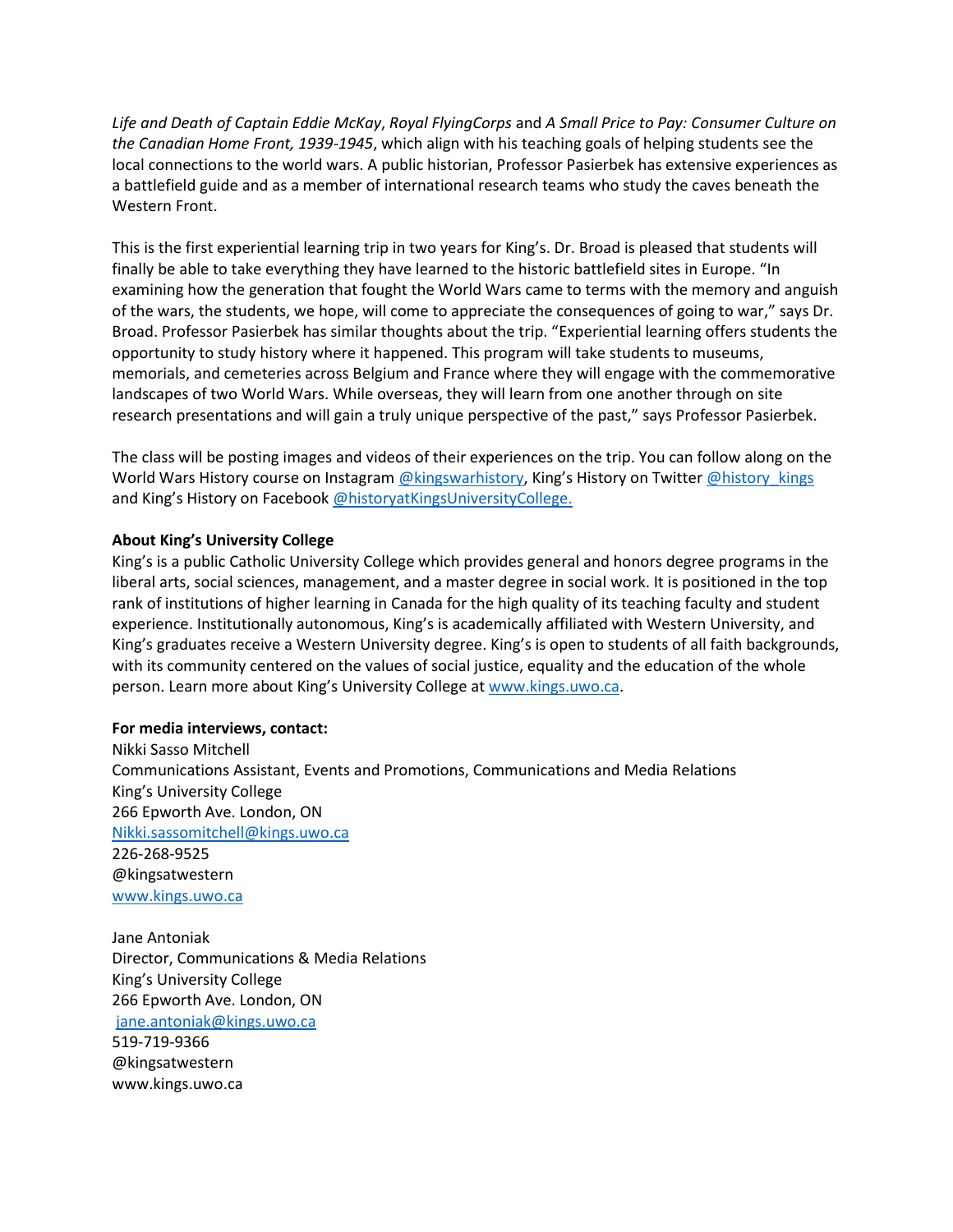*Life and Death of Captain Eddie McKay*, *Royal FlyingCorps* and *A Small Price to Pay: Consumer Culture on the Canadian Home Front, 1939-1945*, which align with his teaching goals of helping students see the local connections to the world wars. A public historian, Professor Pasierbek has extensive experiences as a battlefield guide and as a member of international research teams who study the caves beneath the Western Front.

This is the first experiential learning trip in two years for King's. Dr. Broad is pleased that students will finally be able to take everything they have learned to the historic battlefield sites in Europe. "In examining how the generation that fought the World Wars came to terms with the memory and anguish of the wars, the students, we hope, will come to appreciate the consequences of going to war," says Dr. Broad. Professor Pasierbek has similar thoughts about the trip. "Experiential learning offers students the opportunity to study history where it happened. This program will take students to museums, memorials, and cemeteries across Belgium and France where they will engage with the commemorative landscapes of two World Wars. While overseas, they will learn from one another through on site research presentations and will gain a truly unique perspective of the past," says Professor Pasierbek.

The class will be posting images and videos of their experiences on the trip. You can follow along on the World Wars History course on Instagram @kingswarhistory, King's History on Twitter @history_kings and King's History on Facebook @historyatKingsUniversityCollege.

**About King's University College**
King's is a public Catholic University College which provides general and honors degree programs in the liberal arts, social sciences, management, and a master degree in social work. It is positioned in the top rank of institutions of higher learning in Canada for the high quality of its teaching faculty and student experience. Institutionally autonomous, King's is academically affiliated with Western University, and King's graduates receive a Western University degree. King's is open to students of all faith backgrounds, with its community centered on the values of social justice, equality and the education of the whole person. Learn more about King's University College at www.kings.uwo.ca.

**For media interviews, contact:**
Nikki Sasso Mitchell
Communications Assistant, Events and Promotions, Communications and Media Relations
King's University College
266 Epworth Ave. London, ON
Nikki.sassomitchell@kings.uwo.ca
226-268-9525
@kingsatwestern
www.kings.uwo.ca

Jane Antoniak
Director, Communications & Media Relations
King's University College
266 Epworth Ave. London, ON
jane.antoniak@kings.uwo.ca
519-719-9366
@kingsatwestern
www.kings.uwo.ca